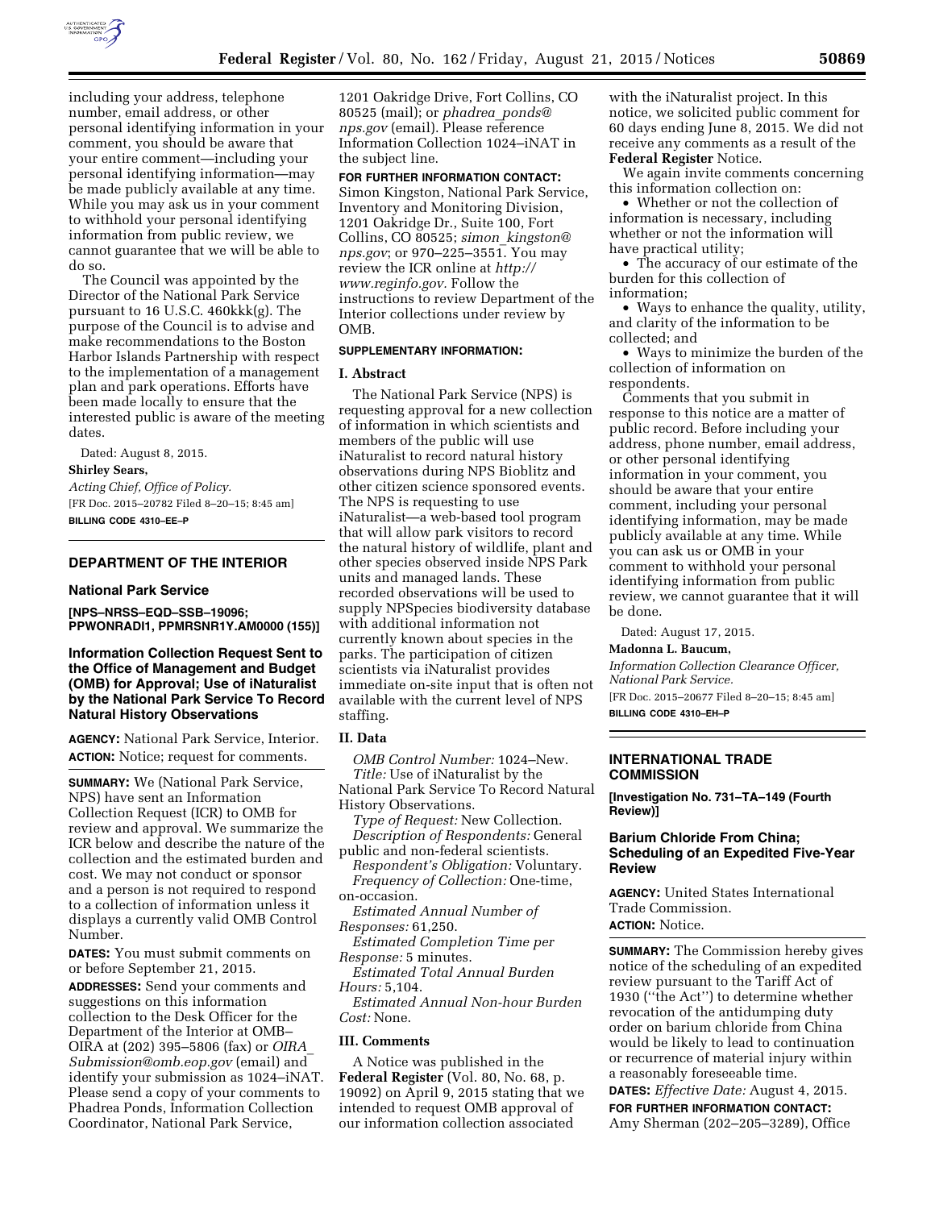including your address, telephone number, email address, or other personal identifying information in your comment, you should be aware that your entire comment—including your personal identifying information—may be made publicly available at any time. While you may ask us in your comment to withhold your personal identifying information from public review, we cannot guarantee that we will be able to do so.

The Council was appointed by the Director of the National Park Service pursuant to 16 U.S.C. 460kkk(g). The purpose of the Council is to advise and make recommendations to the Boston Harbor Islands Partnership with respect to the implementation of a management plan and park operations. Efforts have been made locally to ensure that the interested public is aware of the meeting dates.

Dated: August 8, 2015.

**Shirley Sears,**

*Acting Chief, Office of Policy.*

[FR Doc. 2015–20782 Filed 8–20–15; 8:45 am]

**BILLING CODE 4310–EE–P**

## DEPARTMENT OF THE INTERIOR

### National Park Service

**[NPS–NRSS–EQD–SSB–19096; PPWONRADI1, PPMRSNR1Y.AM0000 (155)]**

### Information Collection Request Sent to the Office of Management and Budget (OMB) for Approval; Use of iNaturalist by the National Park Service To Record Natural History Observations

**AGENCY:** National Park Service, Interior.

**ACTION:** Notice; request for comments.

**SUMMARY:** We (National Park Service, NPS) have sent an Information Collection Request (ICR) to OMB for review and approval. We summarize the ICR below and describe the nature of the collection and the estimated burden and cost. We may not conduct or sponsor and a person is not required to respond to a collection of information unless it displays a currently valid OMB Control Number.

**DATES:** You must submit comments on or before September 21, 2015.

**ADDRESSES:** Send your comments and suggestions on this information collection to the Desk Officer for the Department of the Interior at OMB–OIRA at (202) 395–5806 (fax) or *OIRA_Submission@omb.eop.gov* (email) and identify your submission as 1024–iNAT. Please send a copy of your comments to Phadrea Ponds, Information Collection Coordinator, National Park Service, 1201 Oakridge Drive, Fort Collins, CO 80525 (mail); or *phadrea_ponds@nps.gov* (email). Please reference Information Collection 1024–iNAT in the subject line.

**FOR FURTHER INFORMATION CONTACT:** Simon Kingston, National Park Service, Inventory and Monitoring Division, 1201 Oakridge Dr., Suite 100, Fort Collins, CO 80525; *simon_kingston@nps.gov*; or 970–225–3551. You may review the ICR online at *http://www.reginfo.gov.* Follow the instructions to review Department of the Interior collections under review by OMB.

**SUPPLEMENTARY INFORMATION:**

**I. Abstract**

The National Park Service (NPS) is requesting approval for a new collection of information in which scientists and members of the public will use iNaturalist to record natural history observations during NPS Bioblitz and other citizen science sponsored events. The NPS is requesting to use iNaturalist—a web-based tool program that will allow park visitors to record the natural history of wildlife, plant and other species observed inside NPS Park units and managed lands. These recorded observations will be used to supply NPSpecies biodiversity database with additional information not currently known about species in the parks. The participation of citizen scientists via iNaturalist provides immediate on-site input that is often not available with the current level of NPS staffing.

**II. Data**

*OMB Control Number:* 1024–New.

*Title:* Use of iNaturalist by the National Park Service To Record Natural History Observations.

*Type of Request:* New Collection.

*Description of Respondents:* General public and non-federal scientists.

*Respondent's Obligation:* Voluntary.

*Frequency of Collection:* One-time, on-occasion.

*Estimated Annual Number of Responses:* 61,250.

*Estimated Completion Time per Response:* 5 minutes.

*Estimated Total Annual Burden Hours:* 5,104.

*Estimated Annual Non-hour Burden Cost:* None.

**III. Comments**

A Notice was published in the **Federal Register** (Vol. 80, No. 68, p. 19092) on April 9, 2015 stating that we intended to request OMB approval of our information collection associated with the iNaturalist project. In this notice, we solicited public comment for 60 days ending June 8, 2015. We did not receive any comments as a result of the **Federal Register** Notice.

We again invite comments concerning this information collection on:

- Whether or not the collection of information is necessary, including whether or not the information will have practical utility;
- The accuracy of our estimate of the burden for this collection of information;
- Ways to enhance the quality, utility, and clarity of the information to be collected; and
- Ways to minimize the burden of the collection of information on respondents.

Comments that you submit in response to this notice are a matter of public record. Before including your address, phone number, email address, or other personal identifying information in your comment, you should be aware that your entire comment, including your personal identifying information, may be made publicly available at any time. While you can ask us or OMB in your comment to withhold your personal identifying information from public review, we cannot guarantee that it will be done.

Dated: August 17, 2015.

**Madonna L. Baucum,**

*Information Collection Clearance Officer, National Park Service.*

[FR Doc. 2015–20677 Filed 8–20–15; 8:45 am]

**BILLING CODE 4310–EH–P**

## INTERNATIONAL TRADE COMMISSION

**[Investigation No. 731–TA–149 (Fourth Review)]**

### Barium Chloride From China; Scheduling of an Expedited Five-Year Review

**AGENCY:** United States International Trade Commission.

**ACTION:** Notice.

**SUMMARY:** The Commission hereby gives notice of the scheduling of an expedited review pursuant to the Tariff Act of 1930 (''the Act'') to determine whether revocation of the antidumping duty order on barium chloride from China would be likely to lead to continuation or recurrence of material injury within a reasonably foreseeable time.

**DATES:** *Effective Date:* August 4, 2015.

**FOR FURTHER INFORMATION CONTACT:** Amy Sherman (202–205–3289), Office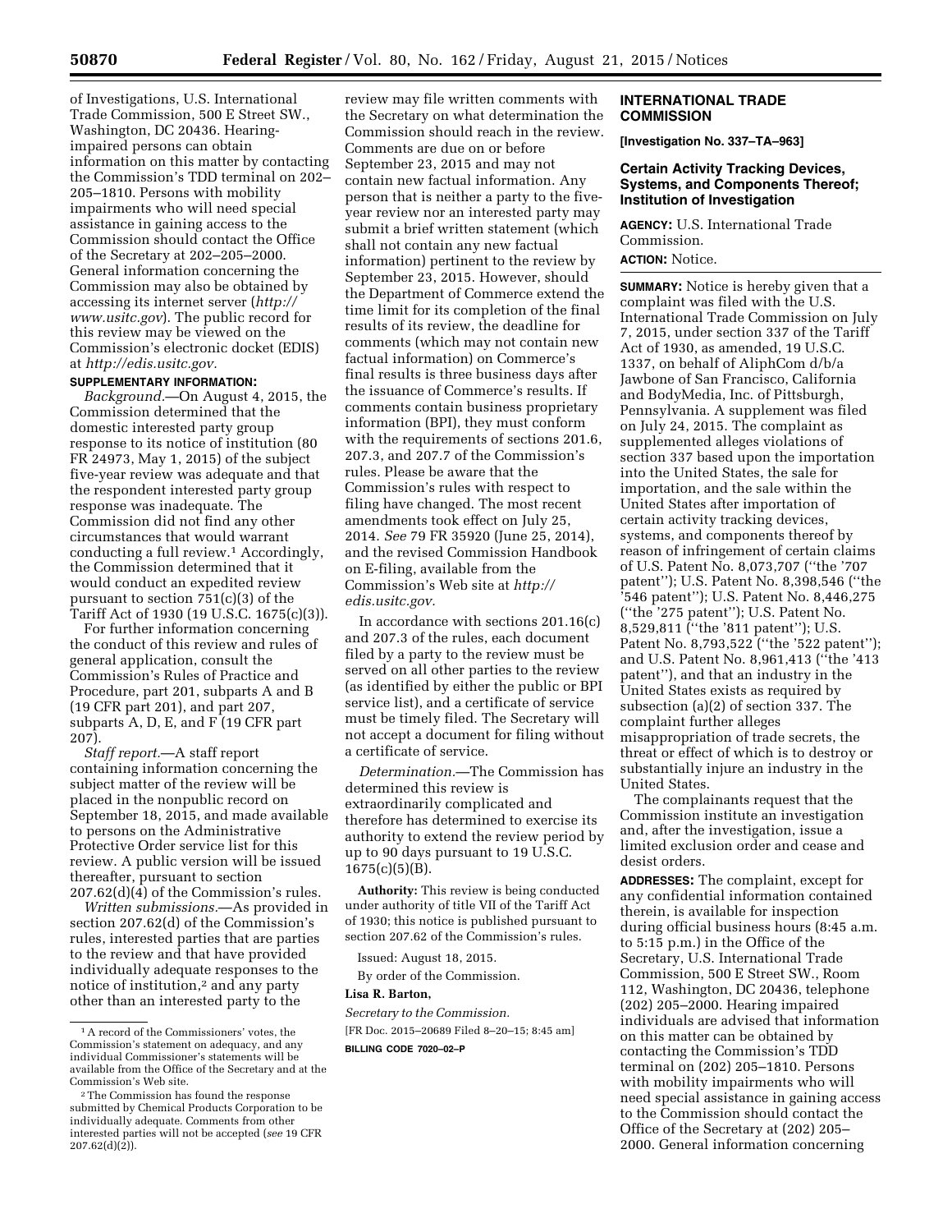of Investigations, U.S. International Trade Commission, 500 E Street SW., Washington, DC 20436. Hearing-impaired persons can obtain information on this matter by contacting the Commission's TDD terminal on 202–205–1810. Persons with mobility impairments who will need special assistance in gaining access to the Commission should contact the Office of the Secretary at 202–205–2000. General information concerning the Commission may also be obtained by accessing its internet server (*http://www.usitc.gov*). The public record for this review may be viewed on the Commission's electronic docket (EDIS) at *http://edis.usitc.gov.*

**SUPPLEMENTARY INFORMATION:**

*Background.*—On August 4, 2015, the Commission determined that the domestic interested party group response to its notice of institution (80 FR 24973, May 1, 2015) of the subject five-year review was adequate and that the respondent interested party group response was inadequate. The Commission did not find any other circumstances that would warrant conducting a full review.[1] Accordingly, the Commission determined that it would conduct an expedited review pursuant to section 751(c)(3) of the Tariff Act of 1930 (19 U.S.C. 1675(c)(3)).

For further information concerning the conduct of this review and rules of general application, consult the Commission's Rules of Practice and Procedure, part 201, subparts A and B (19 CFR part 201), and part 207, subparts A, D, E, and F (19 CFR part 207).

*Staff report.*—A staff report containing information concerning the subject matter of the review will be placed in the nonpublic record on September 18, 2015, and made available to persons on the Administrative Protective Order service list for this review. A public version will be issued thereafter, pursuant to section 207.62(d)(4) of the Commission's rules.

*Written submissions.*—As provided in section 207.62(d) of the Commission's rules, interested parties that are parties to the review and that have provided individually adequate responses to the notice of institution,[2] and any party other than an interested party to the review may file written comments with the Secretary on what determination the Commission should reach in the review. Comments are due on or before September 23, 2015 and may not contain new factual information. Any person that is neither a party to the five-year review nor an interested party may submit a brief written statement (which shall not contain any new factual information) pertinent to the review by September 23, 2015. However, should the Department of Commerce extend the time limit for its completion of the final results of its review, the deadline for comments (which may not contain new factual information) on Commerce's final results is three business days after the issuance of Commerce's results. If comments contain business proprietary information (BPI), they must conform with the requirements of sections 201.6, 207.3, and 207.7 of the Commission's rules. Please be aware that the Commission's rules with respect to filing have changed. The most recent amendments took effect on July 25, 2014. *See* 79 FR 35920 (June 25, 2014), and the revised Commission Handbook on E-filing, available from the Commission's Web site at *http://edis.usitc.gov.*

In accordance with sections 201.16(c) and 207.3 of the rules, each document filed by a party to the review must be served on all other parties to the review (as identified by either the public or BPI service list), and a certificate of service must be timely filed. The Secretary will not accept a document for filing without a certificate of service.

*Determination.*—The Commission has determined this review is extraordinarily complicated and therefore has determined to exercise its authority to extend the review period by up to 90 days pursuant to 19 U.S.C. 1675(c)(5)(B).

**Authority:** This review is being conducted under authority of title VII of the Tariff Act of 1930; this notice is published pursuant to section 207.62 of the Commission's rules.

Issued: August 18, 2015.

By order of the Commission.

**Lisa R. Barton,**

*Secretary to the Commission.*

[FR Doc. 2015–20689 Filed 8–20–15; 8:45 am]

**BILLING CODE 7020–02–P**

[1] A record of the Commissioners' votes, the Commission's statement on adequacy, and any individual Commissioner's statements will be available from the Office of the Secretary and at the Commission's Web site.

[2] The Commission has found the response submitted by Chemical Products Corporation to be individually adequate. Comments from other interested parties will not be accepted (*see* 19 CFR 207.62(d)(2)).

## INTERNATIONAL TRADE COMMISSION

**[Investigation No. 337–TA–963]**

### Certain Activity Tracking Devices, Systems, and Components Thereof; Institution of Investigation

**AGENCY:** U.S. International Trade Commission.

**ACTION:** Notice.

**SUMMARY:** Notice is hereby given that a complaint was filed with the U.S. International Trade Commission on July 7, 2015, under section 337 of the Tariff Act of 1930, as amended, 19 U.S.C. 1337, on behalf of AliphCom d/b/a Jawbone of San Francisco, California and BodyMedia, Inc. of Pittsburgh, Pennsylvania. A supplement was filed on July 24, 2015. The complaint as supplemented alleges violations of section 337 based upon the importation into the United States, the sale for importation, and the sale within the United States after importation of certain activity tracking devices, systems, and components thereof by reason of infringement of certain claims of U.S. Patent No. 8,073,707 (''the '707 patent''); U.S. Patent No. 8,398,546 (''the '546 patent''); U.S. Patent No. 8,446,275 (''the '275 patent''); U.S. Patent No. 8,529,811 (''the '811 patent''); U.S. Patent No. 8,793,522 (''the '522 patent''); and U.S. Patent No. 8,961,413 (''the '413 patent''), and that an industry in the United States exists as required by subsection (a)(2) of section 337. The complaint further alleges misappropriation of trade secrets, the threat or effect of which is to destroy or substantially injure an industry in the United States.

The complainants request that the Commission institute an investigation and, after the investigation, issue a limited exclusion order and cease and desist orders.

**ADDRESSES:** The complaint, except for any confidential information contained therein, is available for inspection during official business hours (8:45 a.m. to 5:15 p.m.) in the Office of the Secretary, U.S. International Trade Commission, 500 E Street SW., Room 112, Washington, DC 20436, telephone (202) 205–2000. Hearing impaired individuals are advised that information on this matter can be obtained by contacting the Commission's TDD terminal on (202) 205–1810. Persons with mobility impairments who will need special assistance in gaining access to the Commission should contact the Office of the Secretary at (202) 205–2000. General information concerning